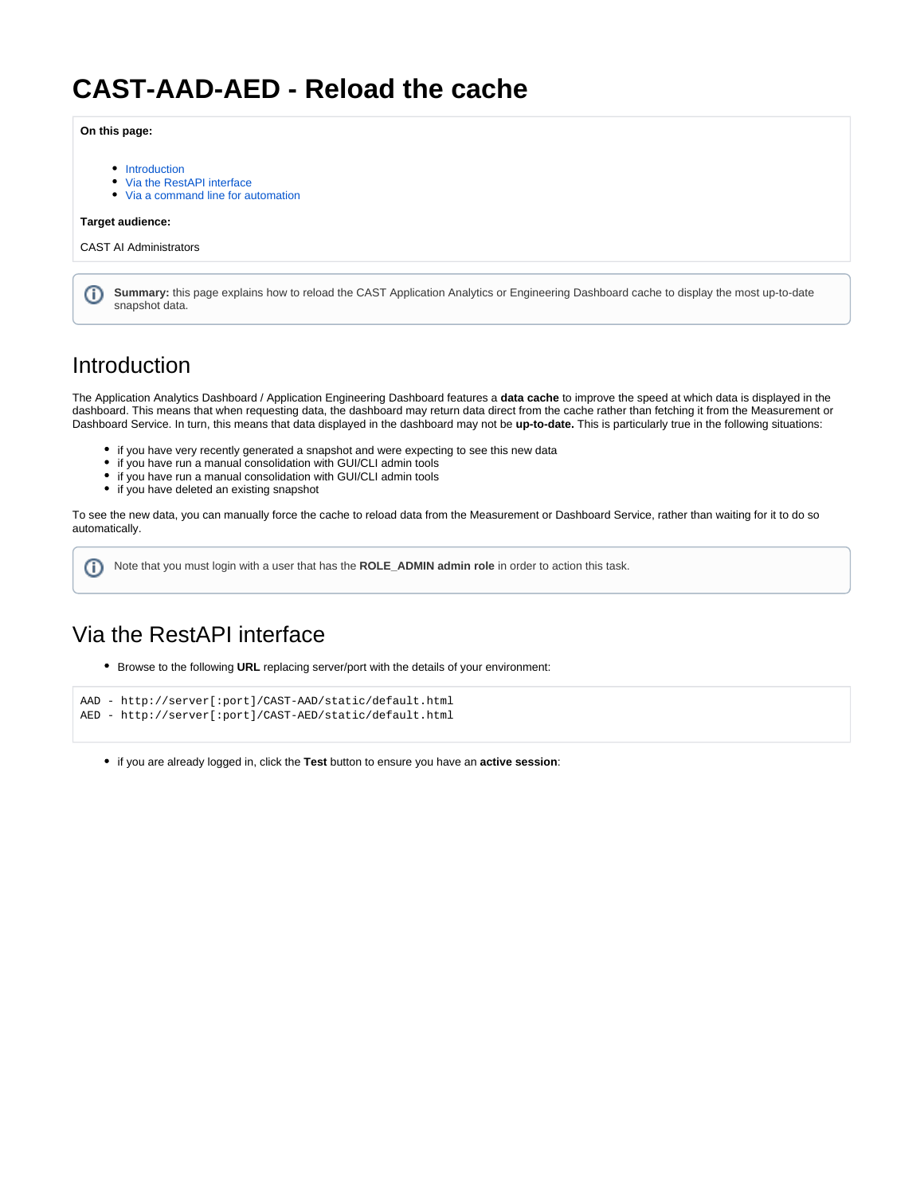# CAST-AAD-AED - Reload the cache

**On this page:**

- Introduction
- Via the RestAPI interface
- Via a command line for automation

**Target audience:**

CAST AI Administrators

**Summary:** this page explains how to reload the CAST Application Analytics or Engineering Dashboard cache to display the most up-to-date snapshot data.

## Introduction

The Application Analytics Dashboard / Application Engineering Dashboard features a **data cache** to improve the speed at which data is displayed in the dashboard. This means that when requesting data, the dashboard may return data direct from the cache rather than fetching it from the Measurement or Dashboard Service. In turn, this means that data displayed in the dashboard may not be **up-to-date.** This is particularly true in the following situations:

- if you have very recently generated a snapshot and were expecting to see this new data
- if you have run a manual consolidation with GUI/CLI admin tools
- if you have run a manual consolidation with GUI/CLI admin tools
- if you have deleted an existing snapshot

To see the new data, you can manually force the cache to reload data from the Measurement or Dashboard Service, rather than waiting for it to do so automatically.

Note that you must login with a user that has the **ROLE_ADMIN admin role** in order to action this task.

## Via the RestAPI interface

- Browse to the following **URL** replacing server/port with the details of your environment:

```
AAD - http://server[:port]/CAST-AAD/static/default.html
AED - http://server[:port]/CAST-AED/static/default.html
```

- if you are already logged in, click the **Test** button to ensure you have an **active session**: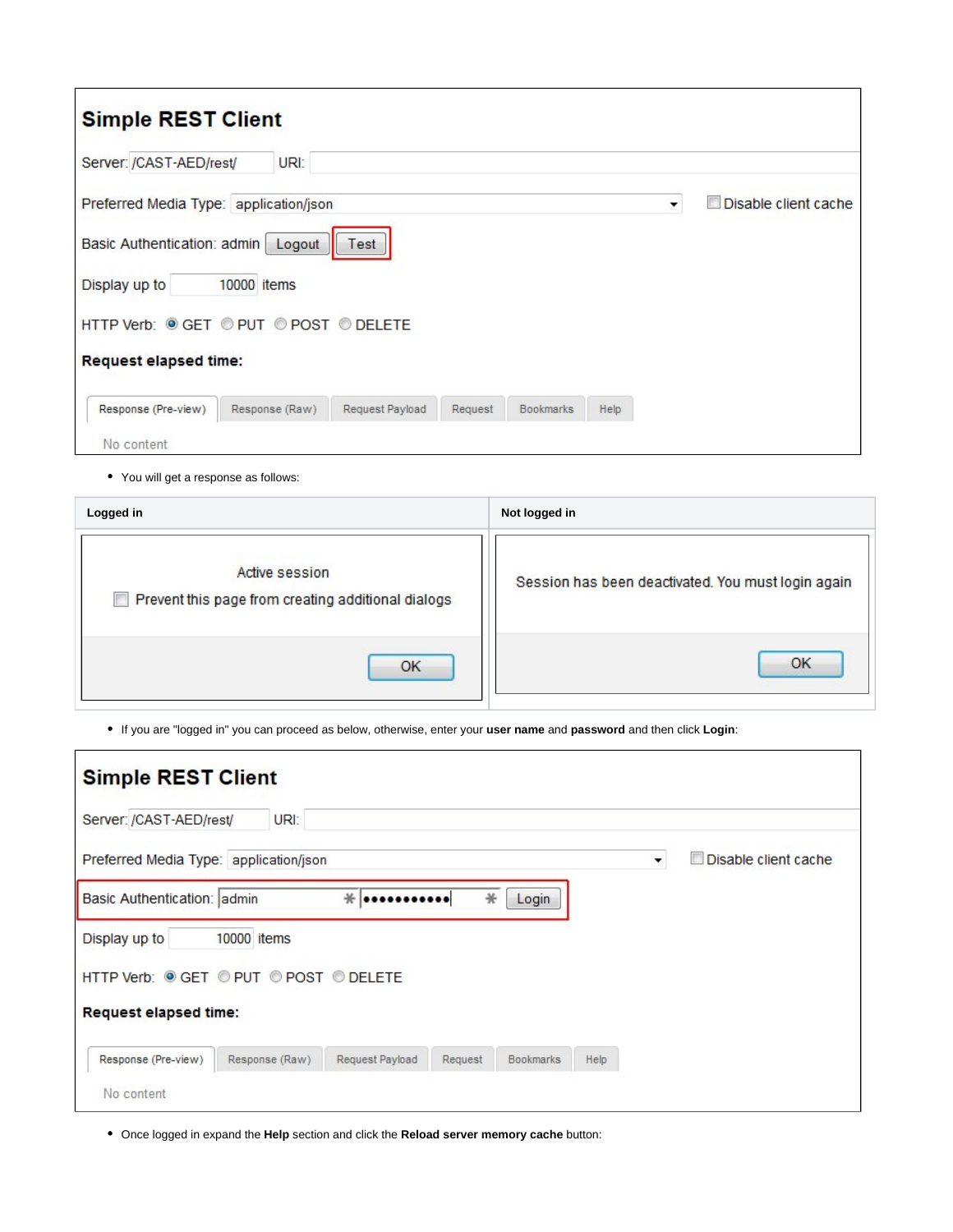## Simple REST Client

Server: /CAST-AED/rest/ URI:

Preferred Media Type: application/json Disable client cache

Basic Authentication: admin Logout Test

Display up to 10000 items

HTTP Verb: GET PUT POST DELETE

**Request elapsed time:**

Response (Pre-view) | Response (Raw) | Request Payload | Request | Bookmarks | Help

No content

- You will get a response as follows:

| Logged in | Not logged in |
| --- | --- |
| Active session<br>Prevent this page from creating additional dialogs<br>OK | Session has been deactivated. You must login again<br>OK |

- If you are "logged in" you can proceed as below, otherwise, enter your **user name** and **password** and then click **Login**:

## Simple REST Client

Server: /CAST-AED/rest/ URI:

Preferred Media Type: application/json Disable client cache

Basic Authentication: admin ●●●●●●●●●●●● Login

Display up to 10000 items

HTTP Verb: GET PUT POST DELETE

**Request elapsed time:**

Response (Pre-view) | Response (Raw) | Request Payload | Request | Bookmarks | Help

No content

- Once logged in expand the **Help** section and click the **Reload server memory cache** button: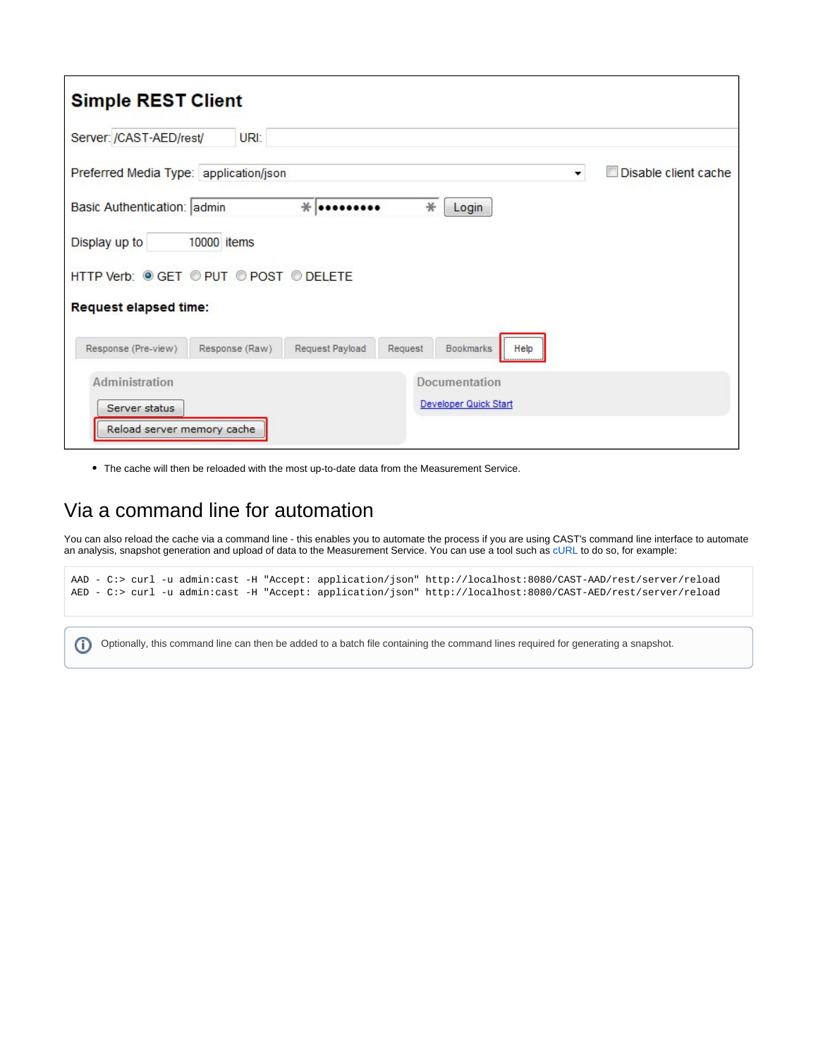- The cache will then be reloaded with the most up-to-date data from the Measurement Service.

## Via a command line for automation

You can also reload the cache via a command line - this enables you to automate the process if you are using CAST's command line interface to automate an analysis, snapshot generation and upload of data to the Measurement Service. You can use a tool such as cURL to do so, for example:

```
AAD - C:> curl -u admin:cast -H "Accept: application/json" http://localhost:8080/CAST-AAD/rest/server/reload
AED - C:> curl -u admin:cast -H "Accept: application/json" http://localhost:8080/CAST-AED/rest/server/reload
```

Optionally, this command line can then be added to a batch file containing the command lines required for generating a snapshot.